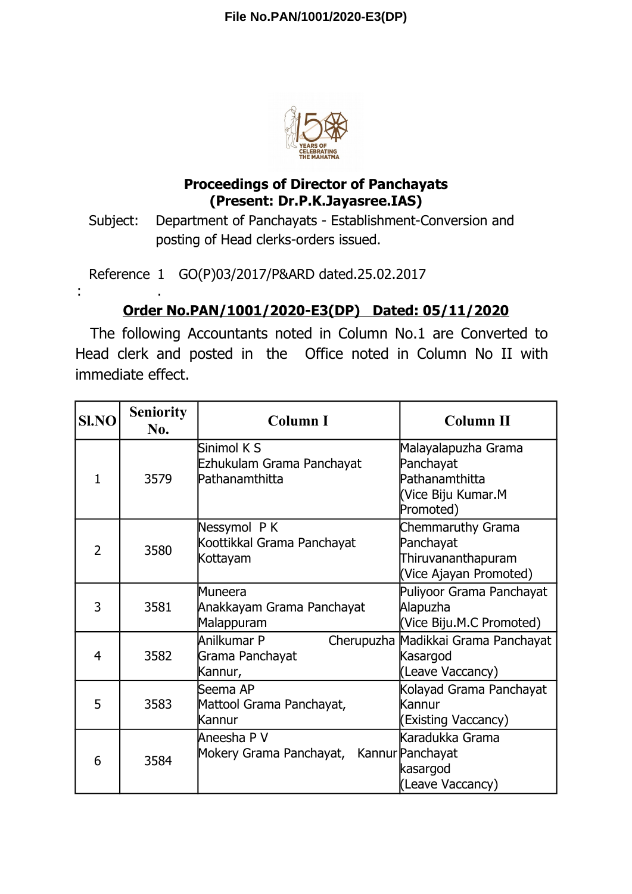File No.PAN/1001/2020-E3(DP)

**Proceedings of Director of Panchayats**
**(Present: Dr.P.K.Jayasree.IAS)**

Subject: Department of Panchayats - Establishment-Conversion and posting of Head clerks-orders issued.

Reference : 1. GO(P)03/2017/P&ARD dated.25.02.2017

**Order No.PAN/1001/2020-E3(DP) Dated: 05/11/2020**

The following Accountants noted in Column No.1 are Converted to Head clerk and posted in the Office noted in Column No II with immediate effect.

| Sl.NO | Seniority No. | Column I | Column II |
|---|---|---|---|
| 1 | 3579 | Sinimol K S<br>Ezhukulam Grama Panchayat<br>Pathanamthitta | Malayalapuzha Grama Panchayat<br>Pathanamthitta<br>(Vice Biju Kumar.M Promoted) |
| 2 | 3580 | Nessymol P K<br>Koottikkal Grama Panchayat<br>Kottayam | Chemmaruthy Grama Panchayat<br>Thiruvananthapuram<br>(Vice Ajayan Promoted) |
| 3 | 3581 | Muneera<br>Anakkayam Grama Panchayat<br>Malappuram | Puliyoor Grama Panchayat<br>Alapuzha<br>(Vice Biju.M.C Promoted) |
| 4 | 3582 | Anilkumar P Cherupuzha Grama Panchayat<br>Kannur, | Madikkai Grama Panchayat<br>Kasargod<br>(Leave Vaccancy) |
| 5 | 3583 | Seema AP<br>Mattool Grama Panchayat,<br>Kannur | Kolayad Grama Panchayat<br>Kannur<br>(Existing Vaccancy) |
| 6 | 3584 | Aneesha P V<br>Mokery Grama Panchayat, Kannur | Karadukka Grama Panchayat<br>kasargod<br>(Leave Vaccancy) |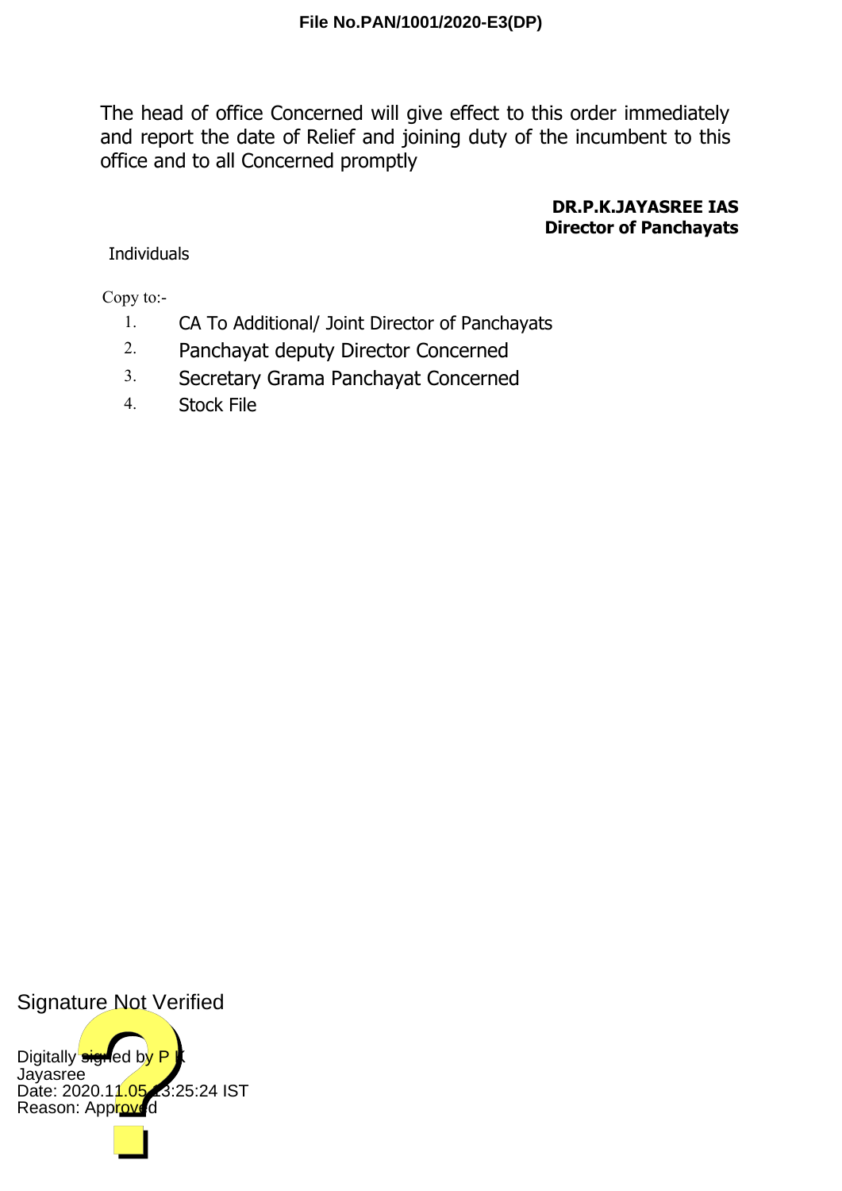The head of office Concerned will give effect to this order immediately and report the date of Relief and joining duty of the incumbent to this office and to all Concerned promptly

**DR.P.K.JAYASREE IAS**
**Director of Panchayats**

Individuals

Copy to:-

1. CA To Additional/ Joint Director of Panchayats
2. Panchayat deputy Director Concerned
3. Secretary Grama Panchayat Concerned
4. Stock File

Signature Not Verified

Digitally signed by P K Jayasree
Date: 2020.11.05 13:25:24 IST
Reason: Approved